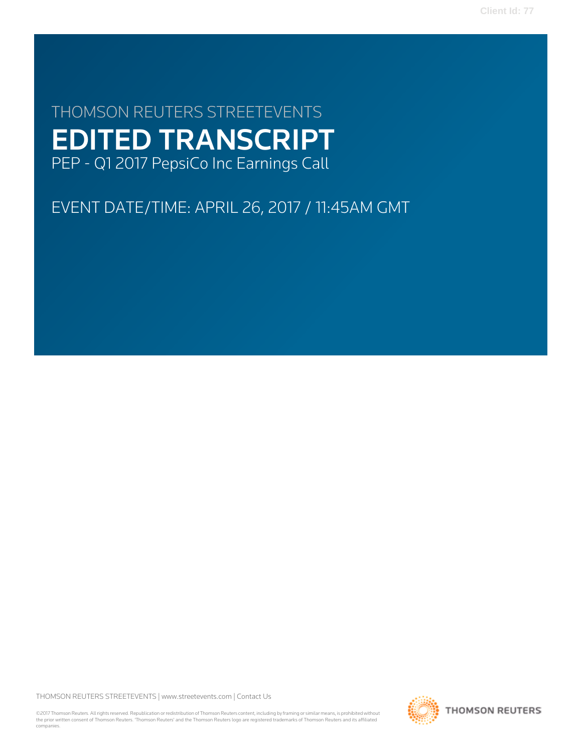THOMSON REUTERS STREETEVENTS

# EDITED TRANSCRIPT

PEP - Q1 2017 PepsiCo Inc Earnings Call

EVENT DATE/TIME: APRIL 26, 2017 / 11:45AM GMT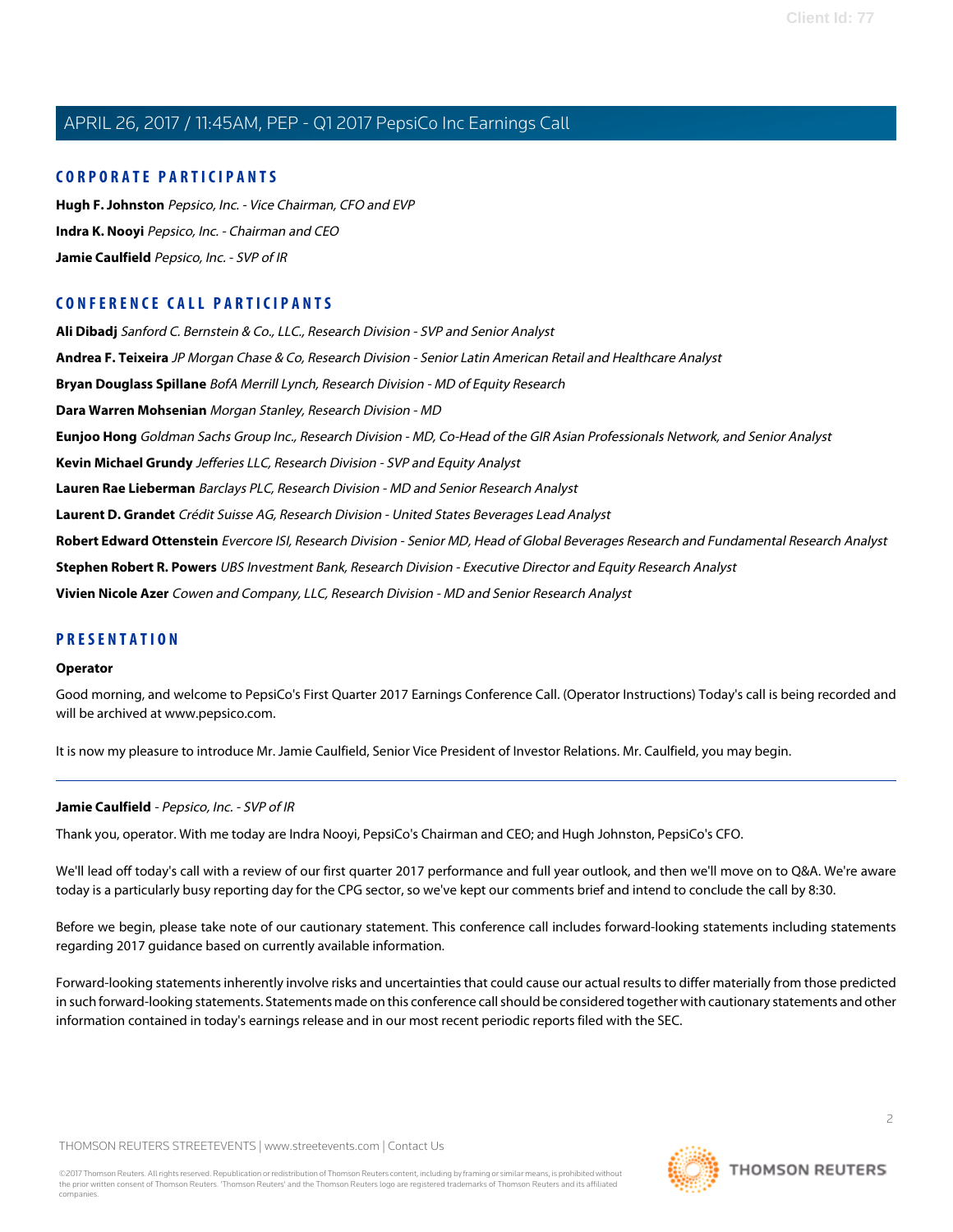## CORPORATE PARTICIPANTS

**Hugh F. Johnston** *Pepsico, Inc. - Vice Chairman, CFO and EVP*

**Indra K. Nooyi** *Pepsico, Inc. - Chairman and CEO*

**Jamie Caulfield** *Pepsico, Inc. - SVP of IR*

## CONFERENCE CALL PARTICIPANTS

**Ali Dibadj** *Sanford C. Bernstein & Co., LLC., Research Division - SVP and Senior Analyst*

**Andrea F. Teixeira** *JP Morgan Chase & Co, Research Division - Senior Latin American Retail and Healthcare Analyst*

**Bryan Douglass Spillane** *BofA Merrill Lynch, Research Division - MD of Equity Research*

**Dara Warren Mohsenian** *Morgan Stanley, Research Division - MD*

**Eunjoo Hong** *Goldman Sachs Group Inc., Research Division - MD, Co-Head of the GIR Asian Professionals Network, and Senior Analyst*

**Kevin Michael Grundy** *Jefferies LLC, Research Division - SVP and Equity Analyst*

**Lauren Rae Lieberman** *Barclays PLC, Research Division - MD and Senior Research Analyst*

**Laurent D. Grandet** *Crédit Suisse AG, Research Division - United States Beverages Lead Analyst*

**Robert Edward Ottenstein** *Evercore ISI, Research Division - Senior MD, Head of Global Beverages Research and Fundamental Research Analyst*

**Stephen Robert R. Powers** *UBS Investment Bank, Research Division - Executive Director and Equity Research Analyst*

**Vivien Nicole Azer** *Cowen and Company, LLC, Research Division - MD and Senior Research Analyst*

## PRESENTATION

**Operator**

Good morning, and welcome to PepsiCo's First Quarter 2017 Earnings Conference Call. (Operator Instructions) Today's call is being recorded and will be archived at www.pepsico.com.

It is now my pleasure to introduce Mr. Jamie Caulfield, Senior Vice President of Investor Relations. Mr. Caulfield, you may begin.

---

**Jamie Caulfield** - *Pepsico, Inc. - SVP of IR*

Thank you, operator. With me today are Indra Nooyi, PepsiCo's Chairman and CEO; and Hugh Johnston, PepsiCo's CFO.

We'll lead off today's call with a review of our first quarter 2017 performance and full year outlook, and then we'll move on to Q&A. We're aware today is a particularly busy reporting day for the CPG sector, so we've kept our comments brief and intend to conclude the call by 8:30.

Before we begin, please take note of our cautionary statement. This conference call includes forward-looking statements including statements regarding 2017 guidance based on currently available information.

Forward-looking statements inherently involve risks and uncertainties that could cause our actual results to differ materially from those predicted in such forward-looking statements. Statements made on this conference call should be considered together with cautionary statements and other information contained in today's earnings release and in our most recent periodic reports filed with the SEC.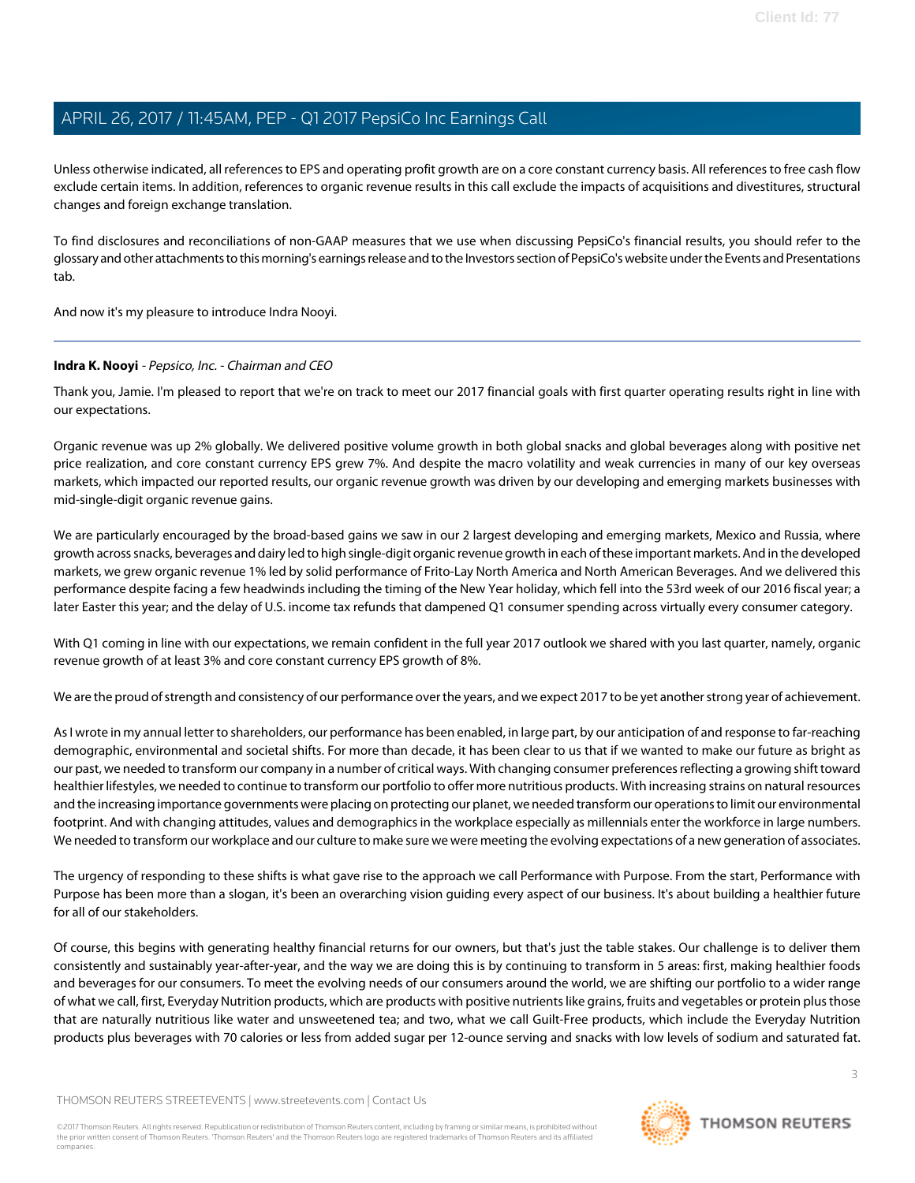Unless otherwise indicated, all references to EPS and operating profit growth are on a core constant currency basis. All references to free cash flow exclude certain items. In addition, references to organic revenue results in this call exclude the impacts of acquisitions and divestitures, structural changes and foreign exchange translation.

To find disclosures and reconciliations of non-GAAP measures that we use when discussing PepsiCo's financial results, you should refer to the glossary and other attachments to this morning's earnings release and to the Investors section of PepsiCo's website under the Events and Presentations tab.

And now it's my pleasure to introduce Indra Nooyi.

---

**Indra K. Nooyi** - *Pepsico, Inc. - Chairman and CEO*

Thank you, Jamie. I'm pleased to report that we're on track to meet our 2017 financial goals with first quarter operating results right in line with our expectations.

Organic revenue was up 2% globally. We delivered positive volume growth in both global snacks and global beverages along with positive net price realization, and core constant currency EPS grew 7%. And despite the macro volatility and weak currencies in many of our key overseas markets, which impacted our reported results, our organic revenue growth was driven by our developing and emerging markets businesses with mid-single-digit organic revenue gains.

We are particularly encouraged by the broad-based gains we saw in our 2 largest developing and emerging markets, Mexico and Russia, where growth across snacks, beverages and dairy led to high single-digit organic revenue growth in each of these important markets. And in the developed markets, we grew organic revenue 1% led by solid performance of Frito-Lay North America and North American Beverages. And we delivered this performance despite facing a few headwinds including the timing of the New Year holiday, which fell into the 53rd week of our 2016 fiscal year; a later Easter this year; and the delay of U.S. income tax refunds that dampened Q1 consumer spending across virtually every consumer category.

With Q1 coming in line with our expectations, we remain confident in the full year 2017 outlook we shared with you last quarter, namely, organic revenue growth of at least 3% and core constant currency EPS growth of 8%.

We are the proud of strength and consistency of our performance over the years, and we expect 2017 to be yet another strong year of achievement.

As I wrote in my annual letter to shareholders, our performance has been enabled, in large part, by our anticipation of and response to far-reaching demographic, environmental and societal shifts. For more than decade, it has been clear to us that if we wanted to make our future as bright as our past, we needed to transform our company in a number of critical ways. With changing consumer preferences reflecting a growing shift toward healthier lifestyles, we needed to continue to transform our portfolio to offer more nutritious products. With increasing strains on natural resources and the increasing importance governments were placing on protecting our planet, we needed transform our operations to limit our environmental footprint. And with changing attitudes, values and demographics in the workplace especially as millennials enter the workforce in large numbers. We needed to transform our workplace and our culture to make sure we were meeting the evolving expectations of a new generation of associates.

The urgency of responding to these shifts is what gave rise to the approach we call Performance with Purpose. From the start, Performance with Purpose has been more than a slogan, it's been an overarching vision guiding every aspect of our business. It's about building a healthier future for all of our stakeholders.

Of course, this begins with generating healthy financial returns for our owners, but that's just the table stakes. Our challenge is to deliver them consistently and sustainably year-after-year, and the way we are doing this is by continuing to transform in 5 areas: first, making healthier foods and beverages for our consumers. To meet the evolving needs of our consumers around the world, we are shifting our portfolio to a wider range of what we call, first, Everyday Nutrition products, which are products with positive nutrients like grains, fruits and vegetables or protein plus those that are naturally nutritious like water and unsweetened tea; and two, what we call Guilt-Free products, which include the Everyday Nutrition products plus beverages with 70 calories or less from added sugar per 12-ounce serving and snacks with low levels of sodium and saturated fat.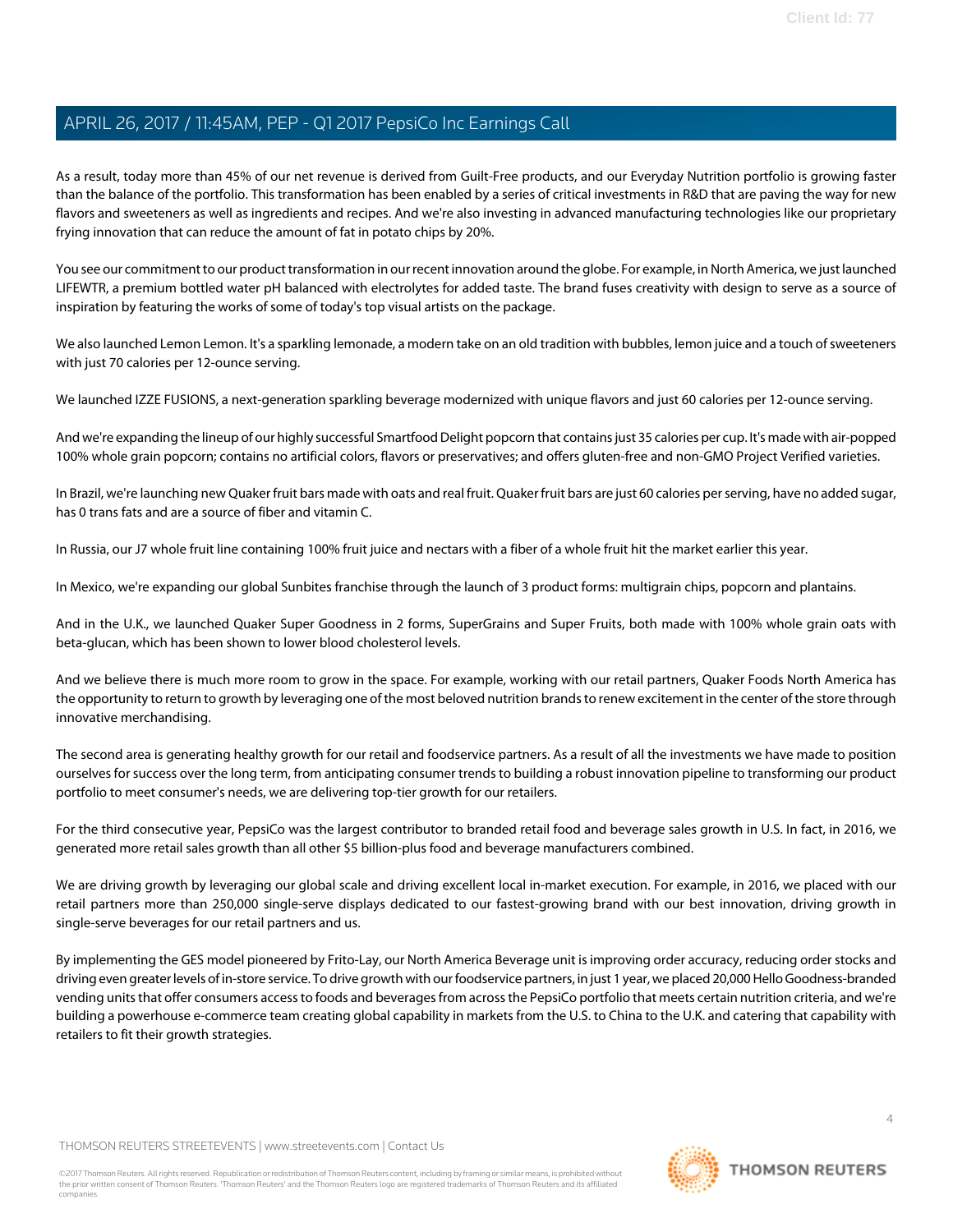As a result, today more than 45% of our net revenue is derived from Guilt-Free products, and our Everyday Nutrition portfolio is growing faster than the balance of the portfolio. This transformation has been enabled by a series of critical investments in R&D that are paving the way for new flavors and sweeteners as well as ingredients and recipes. And we're also investing in advanced manufacturing technologies like our proprietary frying innovation that can reduce the amount of fat in potato chips by 20%.

You see our commitment to our product transformation in our recent innovation around the globe. For example, in North America, we just launched LIFEWTR, a premium bottled water pH balanced with electrolytes for added taste. The brand fuses creativity with design to serve as a source of inspiration by featuring the works of some of today's top visual artists on the package.

We also launched Lemon Lemon. It's a sparkling lemonade, a modern take on an old tradition with bubbles, lemon juice and a touch of sweeteners with just 70 calories per 12-ounce serving.

We launched IZZE FUSIONS, a next-generation sparkling beverage modernized with unique flavors and just 60 calories per 12-ounce serving.

And we're expanding the lineup of our highly successful Smartfood Delight popcorn that contains just 35 calories per cup. It's made with air-popped 100% whole grain popcorn; contains no artificial colors, flavors or preservatives; and offers gluten-free and non-GMO Project Verified varieties.

In Brazil, we're launching new Quaker fruit bars made with oats and real fruit. Quaker fruit bars are just 60 calories per serving, have no added sugar, has 0 trans fats and are a source of fiber and vitamin C.

In Russia, our J7 whole fruit line containing 100% fruit juice and nectars with a fiber of a whole fruit hit the market earlier this year.

In Mexico, we're expanding our global Sunbites franchise through the launch of 3 product forms: multigrain chips, popcorn and plantains.

And in the U.K., we launched Quaker Super Goodness in 2 forms, SuperGrains and Super Fruits, both made with 100% whole grain oats with beta-glucan, which has been shown to lower blood cholesterol levels.

And we believe there is much more room to grow in the space. For example, working with our retail partners, Quaker Foods North America has the opportunity to return to growth by leveraging one of the most beloved nutrition brands to renew excitement in the center of the store through innovative merchandising.

The second area is generating healthy growth for our retail and foodservice partners. As a result of all the investments we have made to position ourselves for success over the long term, from anticipating consumer trends to building a robust innovation pipeline to transforming our product portfolio to meet consumer's needs, we are delivering top-tier growth for our retailers.

For the third consecutive year, PepsiCo was the largest contributor to branded retail food and beverage sales growth in U.S. In fact, in 2016, we generated more retail sales growth than all other $5 billion-plus food and beverage manufacturers combined.

We are driving growth by leveraging our global scale and driving excellent local in-market execution. For example, in 2016, we placed with our retail partners more than 250,000 single-serve displays dedicated to our fastest-growing brand with our best innovation, driving growth in single-serve beverages for our retail partners and us.

By implementing the GES model pioneered by Frito-Lay, our North America Beverage unit is improving order accuracy, reducing order stocks and driving even greater levels of in-store service. To drive growth with our foodservice partners, in just 1 year, we placed 20,000 Hello Goodness-branded vending units that offer consumers access to foods and beverages from across the PepsiCo portfolio that meets certain nutrition criteria, and we're building a powerhouse e-commerce team creating global capability in markets from the U.S. to China to the U.K. and catering that capability with retailers to fit their growth strategies.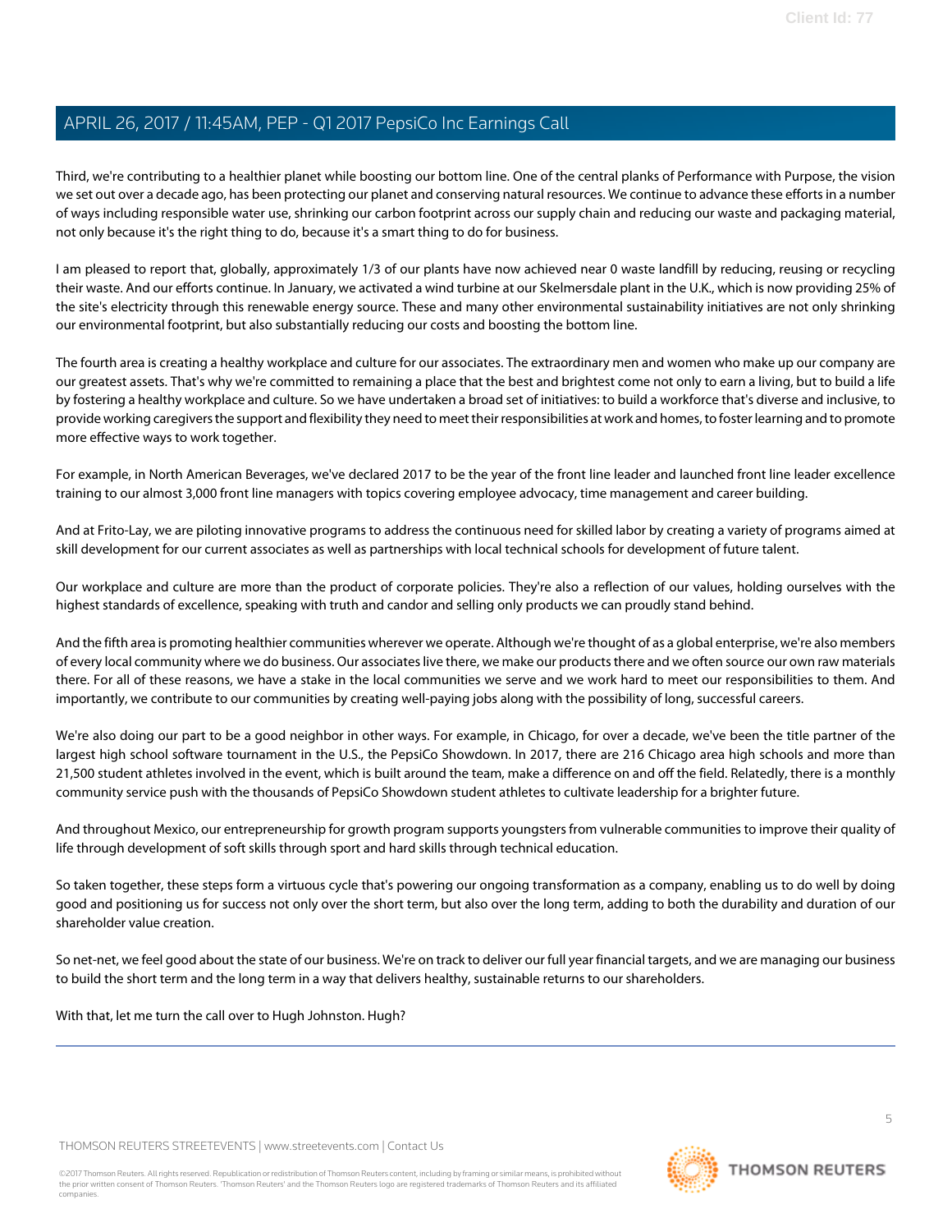Third, we're contributing to a healthier planet while boosting our bottom line. One of the central planks of Performance with Purpose, the vision we set out over a decade ago, has been protecting our planet and conserving natural resources. We continue to advance these efforts in a number of ways including responsible water use, shrinking our carbon footprint across our supply chain and reducing our waste and packaging material, not only because it's the right thing to do, because it's a smart thing to do for business.

I am pleased to report that, globally, approximately 1/3 of our plants have now achieved near 0 waste landfill by reducing, reusing or recycling their waste. And our efforts continue. In January, we activated a wind turbine at our Skelmersdale plant in the U.K., which is now providing 25% of the site's electricity through this renewable energy source. These and many other environmental sustainability initiatives are not only shrinking our environmental footprint, but also substantially reducing our costs and boosting the bottom line.

The fourth area is creating a healthy workplace and culture for our associates. The extraordinary men and women who make up our company are our greatest assets. That's why we're committed to remaining a place that the best and brightest come not only to earn a living, but to build a life by fostering a healthy workplace and culture. So we have undertaken a broad set of initiatives: to build a workforce that's diverse and inclusive, to provide working caregivers the support and flexibility they need to meet their responsibilities at work and homes, to foster learning and to promote more effective ways to work together.

For example, in North American Beverages, we've declared 2017 to be the year of the front line leader and launched front line leader excellence training to our almost 3,000 front line managers with topics covering employee advocacy, time management and career building.

And at Frito-Lay, we are piloting innovative programs to address the continuous need for skilled labor by creating a variety of programs aimed at skill development for our current associates as well as partnerships with local technical schools for development of future talent.

Our workplace and culture are more than the product of corporate policies. They're also a reflection of our values, holding ourselves with the highest standards of excellence, speaking with truth and candor and selling only products we can proudly stand behind.

And the fifth area is promoting healthier communities wherever we operate. Although we're thought of as a global enterprise, we're also members of every local community where we do business. Our associates live there, we make our products there and we often source our own raw materials there. For all of these reasons, we have a stake in the local communities we serve and we work hard to meet our responsibilities to them. And importantly, we contribute to our communities by creating well-paying jobs along with the possibility of long, successful careers.

We're also doing our part to be a good neighbor in other ways. For example, in Chicago, for over a decade, we've been the title partner of the largest high school software tournament in the U.S., the PepsiCo Showdown. In 2017, there are 216 Chicago area high schools and more than 21,500 student athletes involved in the event, which is built around the team, make a difference on and off the field. Relatedly, there is a monthly community service push with the thousands of PepsiCo Showdown student athletes to cultivate leadership for a brighter future.

And throughout Mexico, our entrepreneurship for growth program supports youngsters from vulnerable communities to improve their quality of life through development of soft skills through sport and hard skills through technical education.

So taken together, these steps form a virtuous cycle that's powering our ongoing transformation as a company, enabling us to do well by doing good and positioning us for success not only over the short term, but also over the long term, adding to both the durability and duration of our shareholder value creation.

So net-net, we feel good about the state of our business. We're on track to deliver our full year financial targets, and we are managing our business to build the short term and the long term in a way that delivers healthy, sustainable returns to our shareholders.

With that, let me turn the call over to Hugh Johnston. Hugh?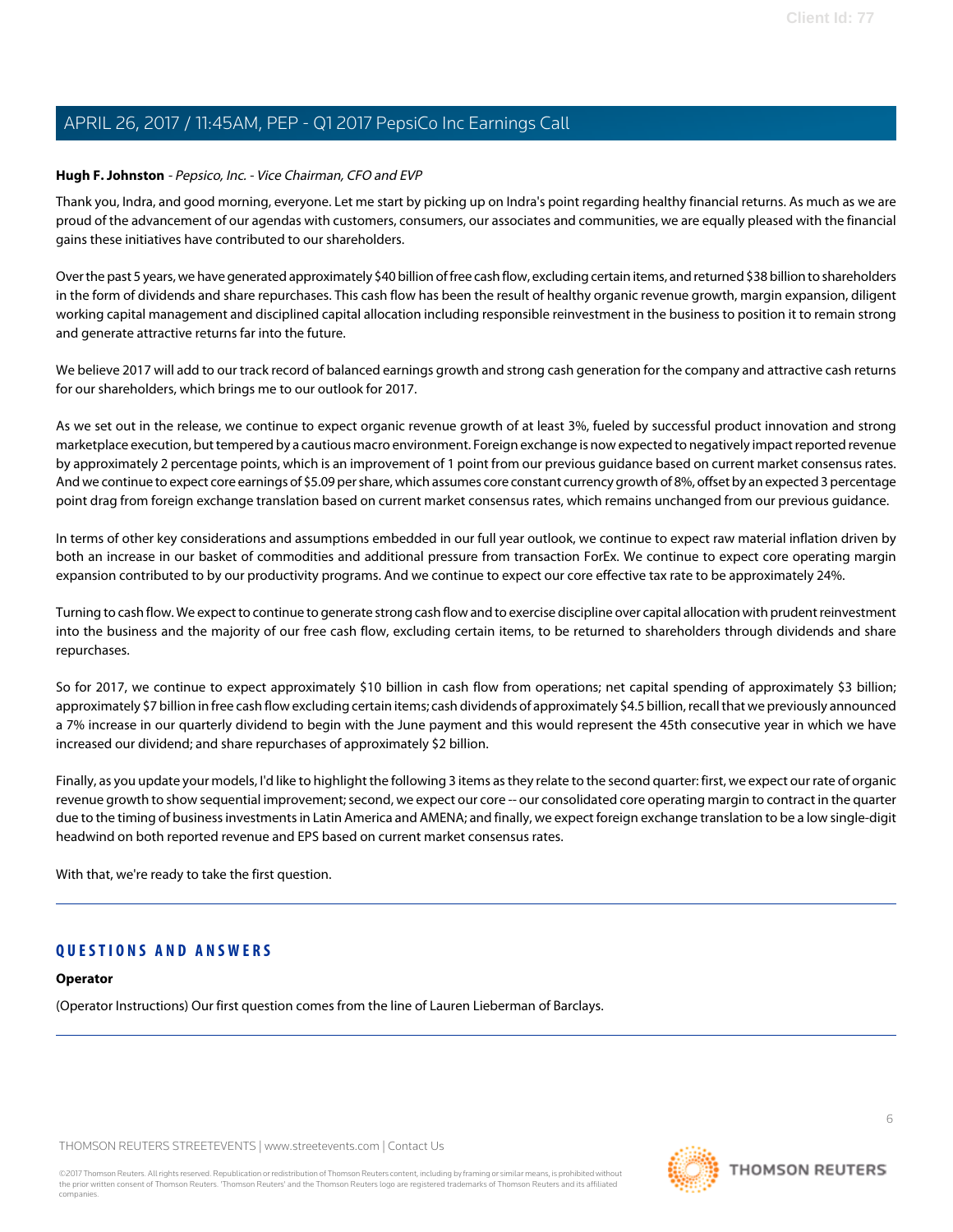**Hugh F. Johnston** - *Pepsico, Inc. - Vice Chairman, CFO and EVP*

Thank you, Indra, and good morning, everyone. Let me start by picking up on Indra's point regarding healthy financial returns. As much as we are proud of the advancement of our agendas with customers, consumers, our associates and communities, we are equally pleased with the financial gains these initiatives have contributed to our shareholders.

Over the past 5 years, we have generated approximately $40 billion of free cash flow, excluding certain items, and returned $38 billion to shareholders in the form of dividends and share repurchases. This cash flow has been the result of healthy organic revenue growth, margin expansion, diligent working capital management and disciplined capital allocation including responsible reinvestment in the business to position it to remain strong and generate attractive returns far into the future.

We believe 2017 will add to our track record of balanced earnings growth and strong cash generation for the company and attractive cash returns for our shareholders, which brings me to our outlook for 2017.

As we set out in the release, we continue to expect organic revenue growth of at least 3%, fueled by successful product innovation and strong marketplace execution, but tempered by a cautious macro environment. Foreign exchange is now expected to negatively impact reported revenue by approximately 2 percentage points, which is an improvement of 1 point from our previous guidance based on current market consensus rates. And we continue to expect core earnings of $5.09 per share, which assumes core constant currency growth of 8%, offset by an expected 3 percentage point drag from foreign exchange translation based on current market consensus rates, which remains unchanged from our previous guidance.

In terms of other key considerations and assumptions embedded in our full year outlook, we continue to expect raw material inflation driven by both an increase in our basket of commodities and additional pressure from transaction ForEx. We continue to expect core operating margin expansion contributed to by our productivity programs. And we continue to expect our core effective tax rate to be approximately 24%.

Turning to cash flow. We expect to continue to generate strong cash flow and to exercise discipline over capital allocation with prudent reinvestment into the business and the majority of our free cash flow, excluding certain items, to be returned to shareholders through dividends and share repurchases.

So for 2017, we continue to expect approximately $10 billion in cash flow from operations; net capital spending of approximately $3 billion; approximately $7 billion in free cash flow excluding certain items; cash dividends of approximately $4.5 billion, recall that we previously announced a 7% increase in our quarterly dividend to begin with the June payment and this would represent the 45th consecutive year in which we have increased our dividend; and share repurchases of approximately $2 billion.

Finally, as you update your models, I'd like to highlight the following 3 items as they relate to the second quarter: first, we expect our rate of organic revenue growth to show sequential improvement; second, we expect our core -- our consolidated core operating margin to contract in the quarter due to the timing of business investments in Latin America and AMENA; and finally, we expect foreign exchange translation to be a low single-digit headwind on both reported revenue and EPS based on current market consensus rates.

With that, we're ready to take the first question.

## QUESTIONS AND ANSWERS

**Operator**

(Operator Instructions) Our first question comes from the line of Lauren Lieberman of Barclays.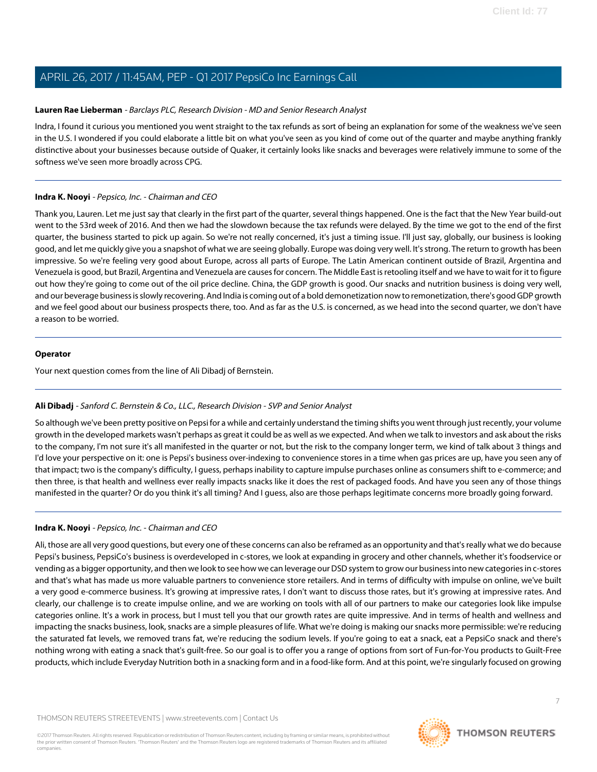**Lauren Rae Lieberman** - *Barclays PLC, Research Division - MD and Senior Research Analyst*

Indra, I found it curious you mentioned you went straight to the tax refunds as sort of being an explanation for some of the weakness we've seen in the U.S. I wondered if you could elaborate a little bit on what you've seen as you kind of come out of the quarter and maybe anything frankly distinctive about your businesses because outside of Quaker, it certainly looks like snacks and beverages were relatively immune to some of the softness we've seen more broadly across CPG.

---

**Indra K. Nooyi** - *Pepsico, Inc. - Chairman and CEO*

Thank you, Lauren. Let me just say that clearly in the first part of the quarter, several things happened. One is the fact that the New Year build-out went to the 53rd week of 2016. And then we had the slowdown because the tax refunds were delayed. By the time we got to the end of the first quarter, the business started to pick up again. So we're not really concerned, it's just a timing issue. I'll just say, globally, our business is looking good, and let me quickly give you a snapshot of what we are seeing globally. Europe was doing very well. It's strong. The return to growth has been impressive. So we're feeling very good about Europe, across all parts of Europe. The Latin American continent outside of Brazil, Argentina and Venezuela is good, but Brazil, Argentina and Venezuela are causes for concern. The Middle East is retooling itself and we have to wait for it to figure out how they're going to come out of the oil price decline. China, the GDP growth is good. Our snacks and nutrition business is doing very well, and our beverage business is slowly recovering. And India is coming out of a bold demonetization now to remonetization, there's good GDP growth and we feel good about our business prospects there, too. And as far as the U.S. is concerned, as we head into the second quarter, we don't have a reason to be worried.

---

**Operator**

Your next question comes from the line of Ali Dibadj of Bernstein.

---

**Ali Dibadj** - *Sanford C. Bernstein & Co., LLC., Research Division - SVP and Senior Analyst*

So although we've been pretty positive on Pepsi for a while and certainly understand the timing shifts you went through just recently, your volume growth in the developed markets wasn't perhaps as great it could be as well as we expected. And when we talk to investors and ask about the risks to the company, I'm not sure it's all manifested in the quarter or not, but the risk to the company longer term, we kind of talk about 3 things and I'd love your perspective on it: one is Pepsi's business over-indexing to convenience stores in a time when gas prices are up, have you seen any of that impact; two is the company's difficulty, I guess, perhaps inability to capture impulse purchases online as consumers shift to e-commerce; and then three, is that health and wellness ever really impacts snacks like it does the rest of packaged foods. And have you seen any of those things manifested in the quarter? Or do you think it's all timing? And I guess, also are those perhaps legitimate concerns more broadly going forward.

---

**Indra K. Nooyi** - *Pepsico, Inc. - Chairman and CEO*

Ali, those are all very good questions, but every one of these concerns can also be reframed as an opportunity and that's really what we do because Pepsi's business, PepsiCo's business is overdeveloped in c-stores, we look at expanding in grocery and other channels, whether it's foodservice or vending as a bigger opportunity, and then we look to see how we can leverage our DSD system to grow our business into new categories in c-stores and that's what has made us more valuable partners to convenience store retailers. And in terms of difficulty with impulse on online, we've built a very good e-commerce business. It's growing at impressive rates, I don't want to discuss those rates, but it's growing at impressive rates. And clearly, our challenge is to create impulse online, and we are working on tools with all of our partners to make our categories look like impulse categories online. It's a work in process, but I must tell you that our growth rates are quite impressive. And in terms of health and wellness and impacting the snacks business, look, snacks are a simple pleasures of life. What we're doing is making our snacks more permissible: we're reducing the saturated fat levels, we removed trans fat, we're reducing the sodium levels. If you're going to eat a snack, eat a PepsiCo snack and there's nothing wrong with eating a snack that's guilt-free. So our goal is to offer you a range of options from sort of Fun-for-You products to Guilt-Free products, which include Everyday Nutrition both in a snacking form and in a food-like form. And at this point, we're singularly focused on growing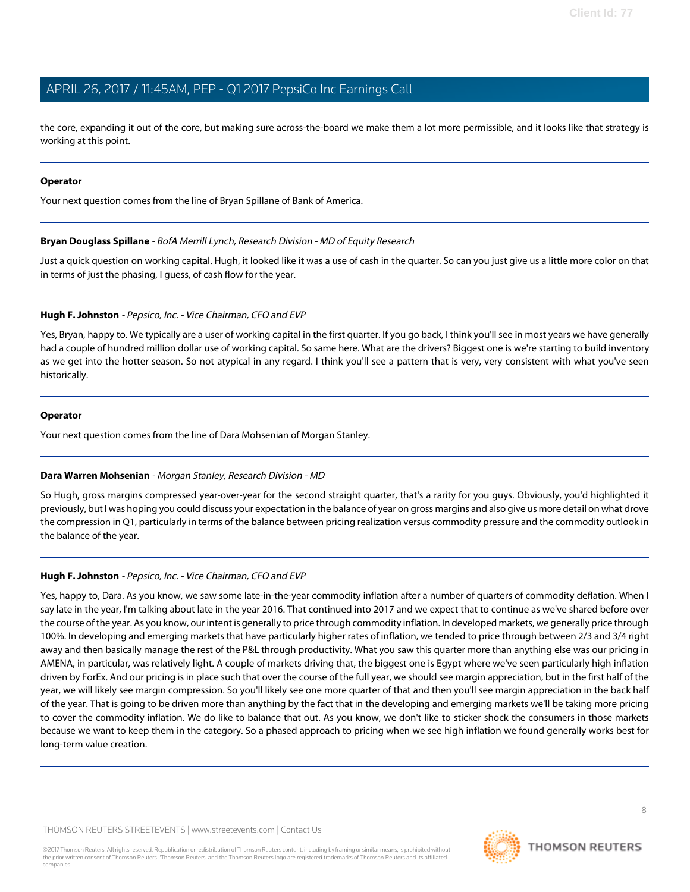the core, expanding it out of the core, but making sure across-the-board we make them a lot more permissible, and it looks like that strategy is working at this point.

---

**Operator**

Your next question comes from the line of Bryan Spillane of Bank of America.

---

**Bryan Douglass Spillane** - *BofA Merrill Lynch, Research Division - MD of Equity Research*

Just a quick question on working capital. Hugh, it looked like it was a use of cash in the quarter. So can you just give us a little more color on that in terms of just the phasing, I guess, of cash flow for the year.

---

**Hugh F. Johnston** - *Pepsico, Inc. - Vice Chairman, CFO and EVP*

Yes, Bryan, happy to. We typically are a user of working capital in the first quarter. If you go back, I think you'll see in most years we have generally had a couple of hundred million dollar use of working capital. So same here. What are the drivers? Biggest one is we're starting to build inventory as we get into the hotter season. So not atypical in any regard. I think you'll see a pattern that is very, very consistent with what you've seen historically.

---

**Operator**

Your next question comes from the line of Dara Mohsenian of Morgan Stanley.

---

**Dara Warren Mohsenian** - *Morgan Stanley, Research Division - MD*

So Hugh, gross margins compressed year-over-year for the second straight quarter, that's a rarity for you guys. Obviously, you'd highlighted it previously, but I was hoping you could discuss your expectation in the balance of year on gross margins and also give us more detail on what drove the compression in Q1, particularly in terms of the balance between pricing realization versus commodity pressure and the commodity outlook in the balance of the year.

---

**Hugh F. Johnston** - *Pepsico, Inc. - Vice Chairman, CFO and EVP*

Yes, happy to, Dara. As you know, we saw some late-in-the-year commodity inflation after a number of quarters of commodity deflation. When I say late in the year, I'm talking about late in the year 2016. That continued into 2017 and we expect that to continue as we've shared before over the course of the year. As you know, our intent is generally to price through commodity inflation. In developed markets, we generally price through 100%. In developing and emerging markets that have particularly higher rates of inflation, we tended to price through between 2/3 and 3/4 right away and then basically manage the rest of the P&L through productivity. What you saw this quarter more than anything else was our pricing in AMENA, in particular, was relatively light. A couple of markets driving that, the biggest one is Egypt where we've seen particularly high inflation driven by ForEx. And our pricing is in place such that over the course of the full year, we should see margin appreciation, but in the first half of the year, we will likely see margin compression. So you'll likely see one more quarter of that and then you'll see margin appreciation in the back half of the year. That is going to be driven more than anything by the fact that in the developing and emerging markets we'll be taking more pricing to cover the commodity inflation. We do like to balance that out. As you know, we don't like to sticker shock the consumers in those markets because we want to keep them in the category. So a phased approach to pricing when we see high inflation we found generally works best for long-term value creation.

---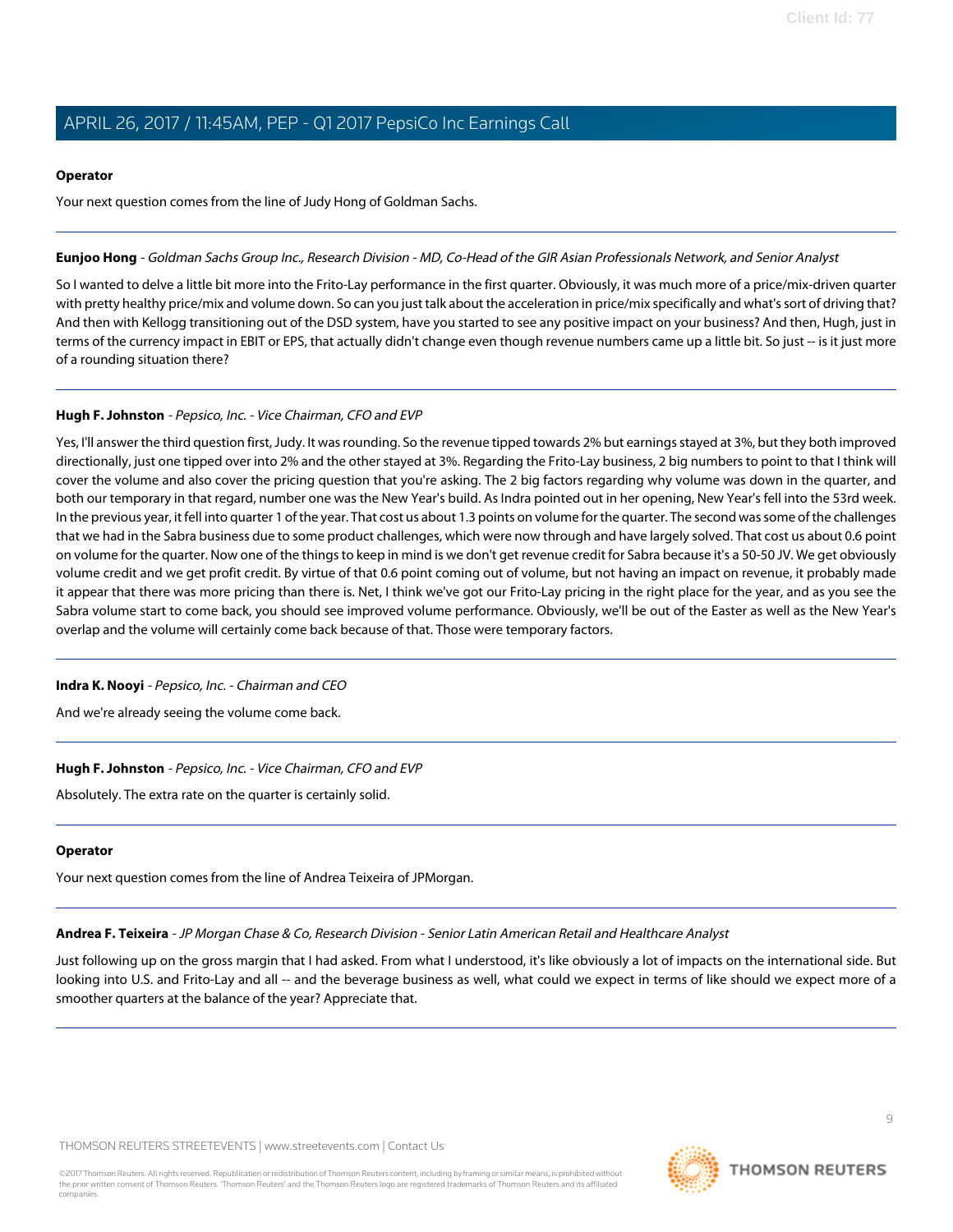**Operator**

Your next question comes from the line of Judy Hong of Goldman Sachs.

---

**Eunjoo Hong** - *Goldman Sachs Group Inc., Research Division - MD, Co-Head of the GIR Asian Professionals Network, and Senior Analyst*

So I wanted to delve a little bit more into the Frito-Lay performance in the first quarter. Obviously, it was much more of a price/mix-driven quarter with pretty healthy price/mix and volume down. So can you just talk about the acceleration in price/mix specifically and what's sort of driving that? And then with Kellogg transitioning out of the DSD system, have you started to see any positive impact on your business? And then, Hugh, just in terms of the currency impact in EBIT or EPS, that actually didn't change even though revenue numbers came up a little bit. So just -- is it just more of a rounding situation there?

---

**Hugh F. Johnston** - *Pepsico, Inc. - Vice Chairman, CFO and EVP*

Yes, I'll answer the third question first, Judy. It was rounding. So the revenue tipped towards 2% but earnings stayed at 3%, but they both improved directionally, just one tipped over into 2% and the other stayed at 3%. Regarding the Frito-Lay business, 2 big numbers to point to that I think will cover the volume and also cover the pricing question that you're asking. The 2 big factors regarding why volume was down in the quarter, and both our temporary in that regard, number one was the New Year's build. As Indra pointed out in her opening, New Year's fell into the 53rd week. In the previous year, it fell into quarter 1 of the year. That cost us about 1.3 points on volume for the quarter. The second was some of the challenges that we had in the Sabra business due to some product challenges, which were now through and have largely solved. That cost us about 0.6 point on volume for the quarter. Now one of the things to keep in mind is we don't get revenue credit for Sabra because it's a 50-50 JV. We get obviously volume credit and we get profit credit. By virtue of that 0.6 point coming out of volume, but not having an impact on revenue, it probably made it appear that there was more pricing than there is. Net, I think we've got our Frito-Lay pricing in the right place for the year, and as you see the Sabra volume start to come back, you should see improved volume performance. Obviously, we'll be out of the Easter as well as the New Year's overlap and the volume will certainly come back because of that. Those were temporary factors.

---

**Indra K. Nooyi** - *Pepsico, Inc. - Chairman and CEO*

And we're already seeing the volume come back.

---

**Hugh F. Johnston** - *Pepsico, Inc. - Vice Chairman, CFO and EVP*

Absolutely. The extra rate on the quarter is certainly solid.

---

**Operator**

Your next question comes from the line of Andrea Teixeira of JPMorgan.

---

**Andrea F. Teixeira** - *JP Morgan Chase & Co, Research Division - Senior Latin American Retail and Healthcare Analyst*

Just following up on the gross margin that I had asked. From what I understood, it's like obviously a lot of impacts on the international side. But looking into U.S. and Frito-Lay and all -- and the beverage business as well, what could we expect in terms of like should we expect more of a smoother quarters at the balance of the year? Appreciate that.

---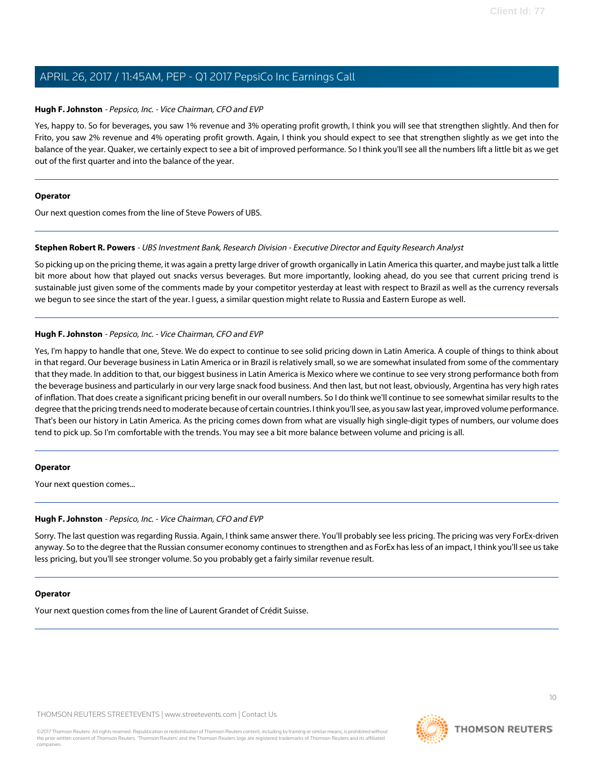**Hugh F. Johnston** - *Pepsico, Inc. - Vice Chairman, CFO and EVP*

Yes, happy to. So for beverages, you saw 1% revenue and 3% operating profit growth, I think you will see that strengthen slightly. And then for Frito, you saw 2% revenue and 4% operating profit growth. Again, I think you should expect to see that strengthen slightly as we get into the balance of the year. Quaker, we certainly expect to see a bit of improved performance. So I think you'll see all the numbers lift a little bit as we get out of the first quarter and into the balance of the year.

---

**Operator**

Our next question comes from the line of Steve Powers of UBS.

---

**Stephen Robert R. Powers** - *UBS Investment Bank, Research Division - Executive Director and Equity Research Analyst*

So picking up on the pricing theme, it was again a pretty large driver of growth organically in Latin America this quarter, and maybe just talk a little bit more about how that played out snacks versus beverages. But more importantly, looking ahead, do you see that current pricing trend is sustainable just given some of the comments made by your competitor yesterday at least with respect to Brazil as well as the currency reversals we begun to see since the start of the year. I guess, a similar question might relate to Russia and Eastern Europe as well.

---

**Hugh F. Johnston** - *Pepsico, Inc. - Vice Chairman, CFO and EVP*

Yes, I'm happy to handle that one, Steve. We do expect to continue to see solid pricing down in Latin America. A couple of things to think about in that regard. Our beverage business in Latin America or in Brazil is relatively small, so we are somewhat insulated from some of the commentary that they made. In addition to that, our biggest business in Latin America is Mexico where we continue to see very strong performance both from the beverage business and particularly in our very large snack food business. And then last, but not least, obviously, Argentina has very high rates of inflation. That does create a significant pricing benefit in our overall numbers. So I do think we'll continue to see somewhat similar results to the degree that the pricing trends need to moderate because of certain countries. I think you'll see, as you saw last year, improved volume performance. That's been our history in Latin America. As the pricing comes down from what are visually high single-digit types of numbers, our volume does tend to pick up. So I'm comfortable with the trends. You may see a bit more balance between volume and pricing is all.

---

**Operator**

Your next question comes...

---

**Hugh F. Johnston** - *Pepsico, Inc. - Vice Chairman, CFO and EVP*

Sorry. The last question was regarding Russia. Again, I think same answer there. You'll probably see less pricing. The pricing was very ForEx-driven anyway. So to the degree that the Russian consumer economy continues to strengthen and as ForEx has less of an impact, I think you'll see us take less pricing, but you'll see stronger volume. So you probably get a fairly similar revenue result.

---

**Operator**

Your next question comes from the line of Laurent Grandet of Crédit Suisse.

---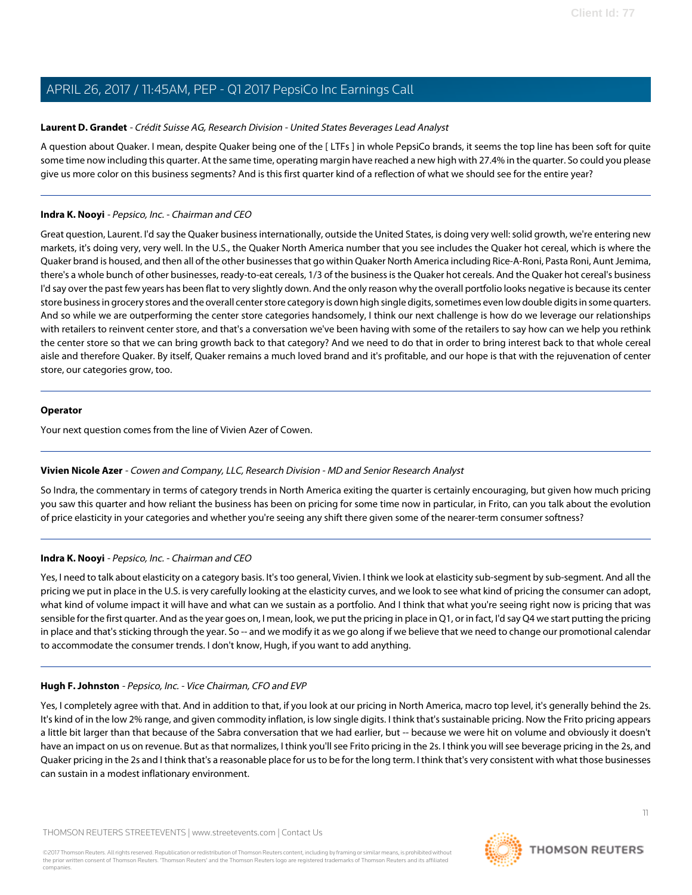**Laurent D. Grandet** - *Crédit Suisse AG, Research Division - United States Beverages Lead Analyst*

A question about Quaker. I mean, despite Quaker being one of the [ LTFs ] in whole PepsiCo brands, it seems the top line has been soft for quite some time now including this quarter. At the same time, operating margin have reached a new high with 27.4% in the quarter. So could you please give us more color on this business segments? And is this first quarter kind of a reflection of what we should see for the entire year?

---

**Indra K. Nooyi** - *Pepsico, Inc. - Chairman and CEO*

Great question, Laurent. I'd say the Quaker business internationally, outside the United States, is doing very well: solid growth, we're entering new markets, it's doing very, very well. In the U.S., the Quaker North America number that you see includes the Quaker hot cereal, which is where the Quaker brand is housed, and then all of the other businesses that go within Quaker North America including Rice-A-Roni, Pasta Roni, Aunt Jemima, there's a whole bunch of other businesses, ready-to-eat cereals, 1/3 of the business is the Quaker hot cereals. And the Quaker hot cereal's business I'd say over the past few years has been flat to very slightly down. And the only reason why the overall portfolio looks negative is because its center store business in grocery stores and the overall center store category is down high single digits, sometimes even low double digits in some quarters. And so while we are outperforming the center store categories handsomely, I think our next challenge is how do we leverage our relationships with retailers to reinvent center store, and that's a conversation we've been having with some of the retailers to say how can we help you rethink the center store so that we can bring growth back to that category? And we need to do that in order to bring interest back to that whole cereal aisle and therefore Quaker. By itself, Quaker remains a much loved brand and it's profitable, and our hope is that with the rejuvenation of center store, our categories grow, too.

---

**Operator**

Your next question comes from the line of Vivien Azer of Cowen.

---

**Vivien Nicole Azer** - *Cowen and Company, LLC, Research Division - MD and Senior Research Analyst*

So Indra, the commentary in terms of category trends in North America exiting the quarter is certainly encouraging, but given how much pricing you saw this quarter and how reliant the business has been on pricing for some time now in particular, in Frito, can you talk about the evolution of price elasticity in your categories and whether you're seeing any shift there given some of the nearer-term consumer softness?

---

**Indra K. Nooyi** - *Pepsico, Inc. - Chairman and CEO*

Yes, I need to talk about elasticity on a category basis. It's too general, Vivien. I think we look at elasticity sub-segment by sub-segment. And all the pricing we put in place in the U.S. is very carefully looking at the elasticity curves, and we look to see what kind of pricing the consumer can adopt, what kind of volume impact it will have and what can we sustain as a portfolio. And I think that what you're seeing right now is pricing that was sensible for the first quarter. And as the year goes on, I mean, look, we put the pricing in place in Q1, or in fact, I'd say Q4 we start putting the pricing in place and that's sticking through the year. So -- and we modify it as we go along if we believe that we need to change our promotional calendar to accommodate the consumer trends. I don't know, Hugh, if you want to add anything.

---

**Hugh F. Johnston** - *Pepsico, Inc. - Vice Chairman, CFO and EVP*

Yes, I completely agree with that. And in addition to that, if you look at our pricing in North America, macro top level, it's generally behind the 2s. It's kind of in the low 2% range, and given commodity inflation, is low single digits. I think that's sustainable pricing. Now the Frito pricing appears a little bit larger than that because of the Sabra conversation that we had earlier, but -- because we were hit on volume and obviously it doesn't have an impact on us on revenue. But as that normalizes, I think you'll see Frito pricing in the 2s. I think you will see beverage pricing in the 2s, and Quaker pricing in the 2s and I think that's a reasonable place for us to be for the long term. I think that's very consistent with what those businesses can sustain in a modest inflationary environment.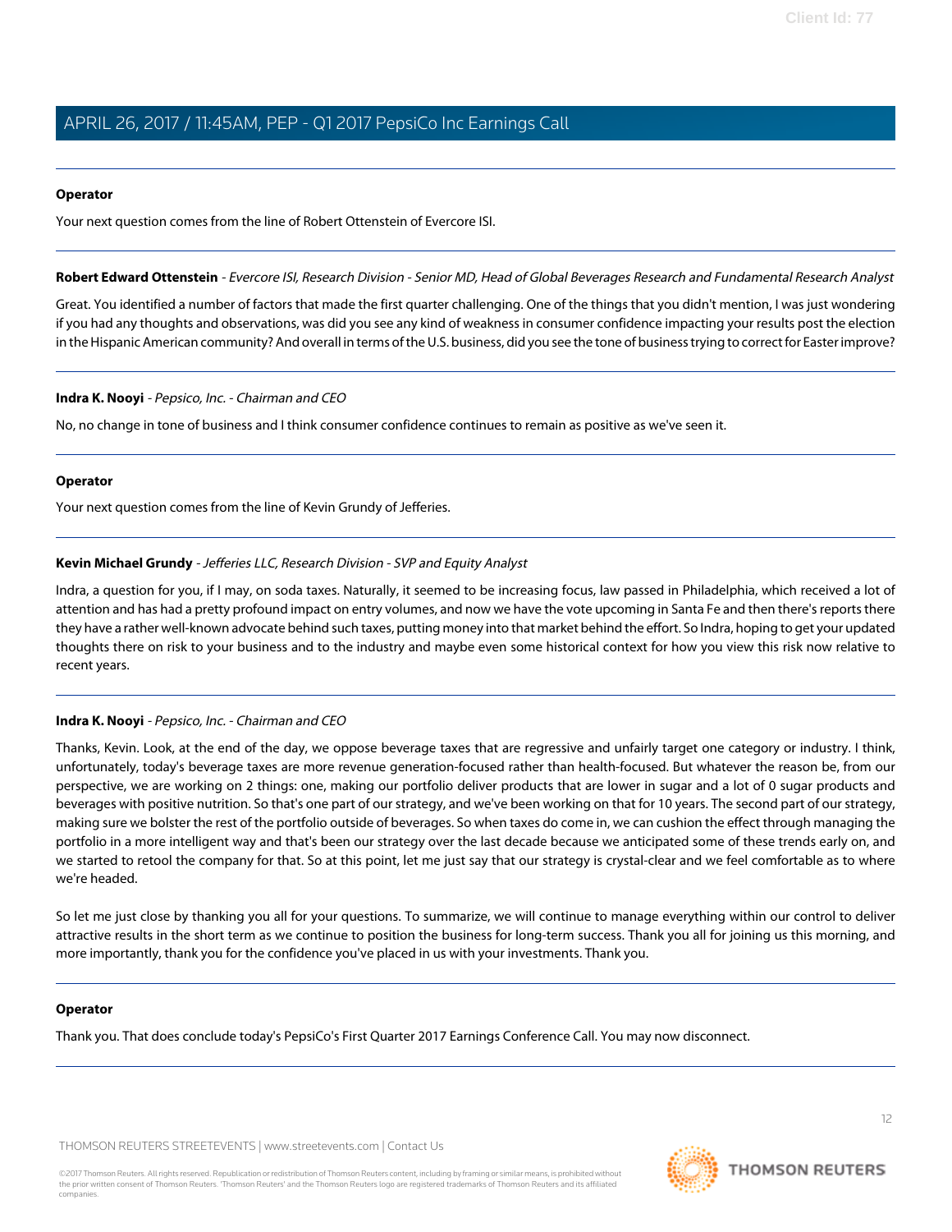**Operator**

Your next question comes from the line of Robert Ottenstein of Evercore ISI.

---

**Robert Edward Ottenstein** - *Evercore ISI, Research Division - Senior MD, Head of Global Beverages Research and Fundamental Research Analyst*

Great. You identified a number of factors that made the first quarter challenging. One of the things that you didn't mention, I was just wondering if you had any thoughts and observations, was did you see any kind of weakness in consumer confidence impacting your results post the election in the Hispanic American community? And overall in terms of the U.S. business, did you see the tone of business trying to correct for Easter improve?

---

**Indra K. Nooyi** - *Pepsico, Inc. - Chairman and CEO*

No, no change in tone of business and I think consumer confidence continues to remain as positive as we've seen it.

---

**Operator**

Your next question comes from the line of Kevin Grundy of Jefferies.

---

**Kevin Michael Grundy** - *Jefferies LLC, Research Division - SVP and Equity Analyst*

Indra, a question for you, if I may, on soda taxes. Naturally, it seemed to be increasing focus, law passed in Philadelphia, which received a lot of attention and has had a pretty profound impact on entry volumes, and now we have the vote upcoming in Santa Fe and then there's reports there they have a rather well-known advocate behind such taxes, putting money into that market behind the effort. So Indra, hoping to get your updated thoughts there on risk to your business and to the industry and maybe even some historical context for how you view this risk now relative to recent years.

---

**Indra K. Nooyi** - *Pepsico, Inc. - Chairman and CEO*

Thanks, Kevin. Look, at the end of the day, we oppose beverage taxes that are regressive and unfairly target one category or industry. I think, unfortunately, today's beverage taxes are more revenue generation-focused rather than health-focused. But whatever the reason be, from our perspective, we are working on 2 things: one, making our portfolio deliver products that are lower in sugar and a lot of 0 sugar products and beverages with positive nutrition. So that's one part of our strategy, and we've been working on that for 10 years. The second part of our strategy, making sure we bolster the rest of the portfolio outside of beverages. So when taxes do come in, we can cushion the effect through managing the portfolio in a more intelligent way and that's been our strategy over the last decade because we anticipated some of these trends early on, and we started to retool the company for that. So at this point, let me just say that our strategy is crystal-clear and we feel comfortable as to where we're headed.

So let me just close by thanking you all for your questions. To summarize, we will continue to manage everything within our control to deliver attractive results in the short term as we continue to position the business for long-term success. Thank you all for joining us this morning, and more importantly, thank you for the confidence you've placed in us with your investments. Thank you.

---

**Operator**

Thank you. That does conclude today's PepsiCo's First Quarter 2017 Earnings Conference Call. You may now disconnect.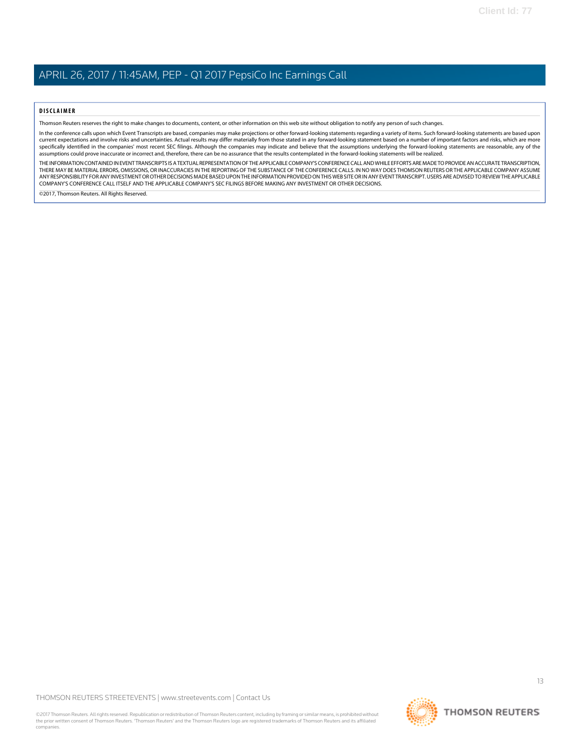## DISCLAIMER

Thomson Reuters reserves the right to make changes to documents, content, or other information on this web site without obligation to notify any person of such changes.

In the conference calls upon which Event Transcripts are based, companies may make projections or other forward-looking statements regarding a variety of items. Such forward-looking statements are based upon current expectations and involve risks and uncertainties. Actual results may differ materially from those stated in any forward-looking statement based on a number of important factors and risks, which are more specifically identified in the companies' most recent SEC filings. Although the companies may indicate and believe that the assumptions underlying the forward-looking statements are reasonable, any of the assumptions could prove inaccurate or incorrect and, therefore, there can be no assurance that the results contemplated in the forward-looking statements will be realized.

THE INFORMATION CONTAINED IN EVENT TRANSCRIPTS IS A TEXTUAL REPRESENTATION OF THE APPLICABLE COMPANY'S CONFERENCE CALL AND WHILE EFFORTS ARE MADE TO PROVIDE AN ACCURATE TRANSCRIPTION, THERE MAY BE MATERIAL ERRORS, OMISSIONS, OR INACCURACIES IN THE REPORTING OF THE SUBSTANCE OF THE CONFERENCE CALLS. IN NO WAY DOES THOMSON REUTERS OR THE APPLICABLE COMPANY ASSUME ANY RESPONSIBILITY FOR ANY INVESTMENT OR OTHER DECISIONS MADE BASED UPON THE INFORMATION PROVIDED ON THIS WEB SITE OR IN ANY EVENT TRANSCRIPT. USERS ARE ADVISED TO REVIEW THE APPLICABLE COMPANY'S CONFERENCE CALL ITSELF AND THE APPLICABLE COMPANY'S SEC FILINGS BEFORE MAKING ANY INVESTMENT OR OTHER DECISIONS.

©2017, Thomson Reuters. All Rights Reserved.